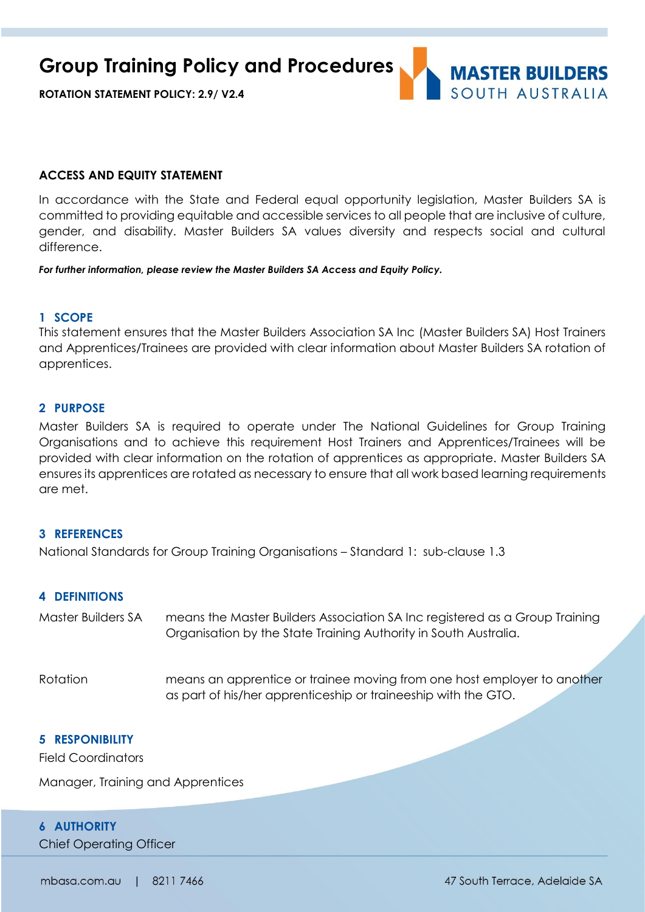# Group Training Policy and Procedures

**ROTATION STATEMENT POLICY: 2.9/ V2.4**

MASTER BUILDERS SOUTH AUSTRALIA

## ACCESS AND EQUITY STATEMENT

In accordance with the State and Federal equal opportunity legislation, Master Builders SA is committed to providing equitable and accessible services to all people that are inclusive of culture, gender, and disability. Master Builders SA values diversity and respects social and cultural difference.

***For further information, please review the Master Builders SA Access and Equity Policy.***

## 1 SCOPE

This statement ensures that the Master Builders Association SA Inc (Master Builders SA) Host Trainers and Apprentices/Trainees are provided with clear information about Master Builders SA rotation of apprentices.

## 2 PURPOSE

Master Builders SA is required to operate under The National Guidelines for Group Training Organisations and to achieve this requirement Host Trainers and Apprentices/Trainees will be provided with clear information on the rotation of apprentices as appropriate. Master Builders SA ensures its apprentices are rotated as necessary to ensure that all work based learning requirements are met.

## 3 REFERENCES

National Standards for Group Training Organisations – Standard 1: sub-clause 1.3

## 4 DEFINITIONS

| | |
|---|---|
| Master Builders SA | means the Master Builders Association SA Inc registered as a Group Training Organisation by the State Training Authority in South Australia. |
| Rotation | means an apprentice or trainee moving from one host employer to another as part of his/her apprenticeship or traineeship with the GTO. |

## 5 RESPONIBILITY

Field Coordinators

Manager, Training and Apprentices

## 6 AUTHORITY

Chief Operating Officer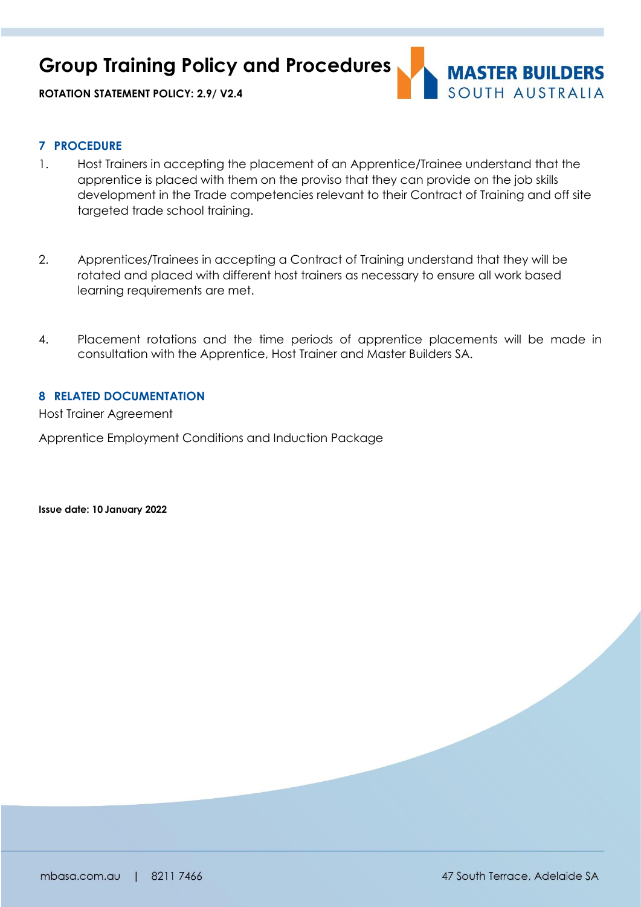## 7 PROCEDURE

1. Host Trainers in accepting the placement of an Apprentice/Trainee understand that the apprentice is placed with them on the proviso that they can provide on the job skills development in the Trade competencies relevant to their Contract of Training and off site targeted trade school training.

2. Apprentices/Trainees in accepting a Contract of Training understand that they will be rotated and placed with different host trainers as necessary to ensure all work based learning requirements are met.

4. Placement rotations and the time periods of apprentice placements will be made in consultation with the Apprentice, Host Trainer and Master Builders SA.

## 8 RELATED DOCUMENTATION

Host Trainer Agreement

Apprentice Employment Conditions and Induction Package

**Issue date: 10 January 2022**